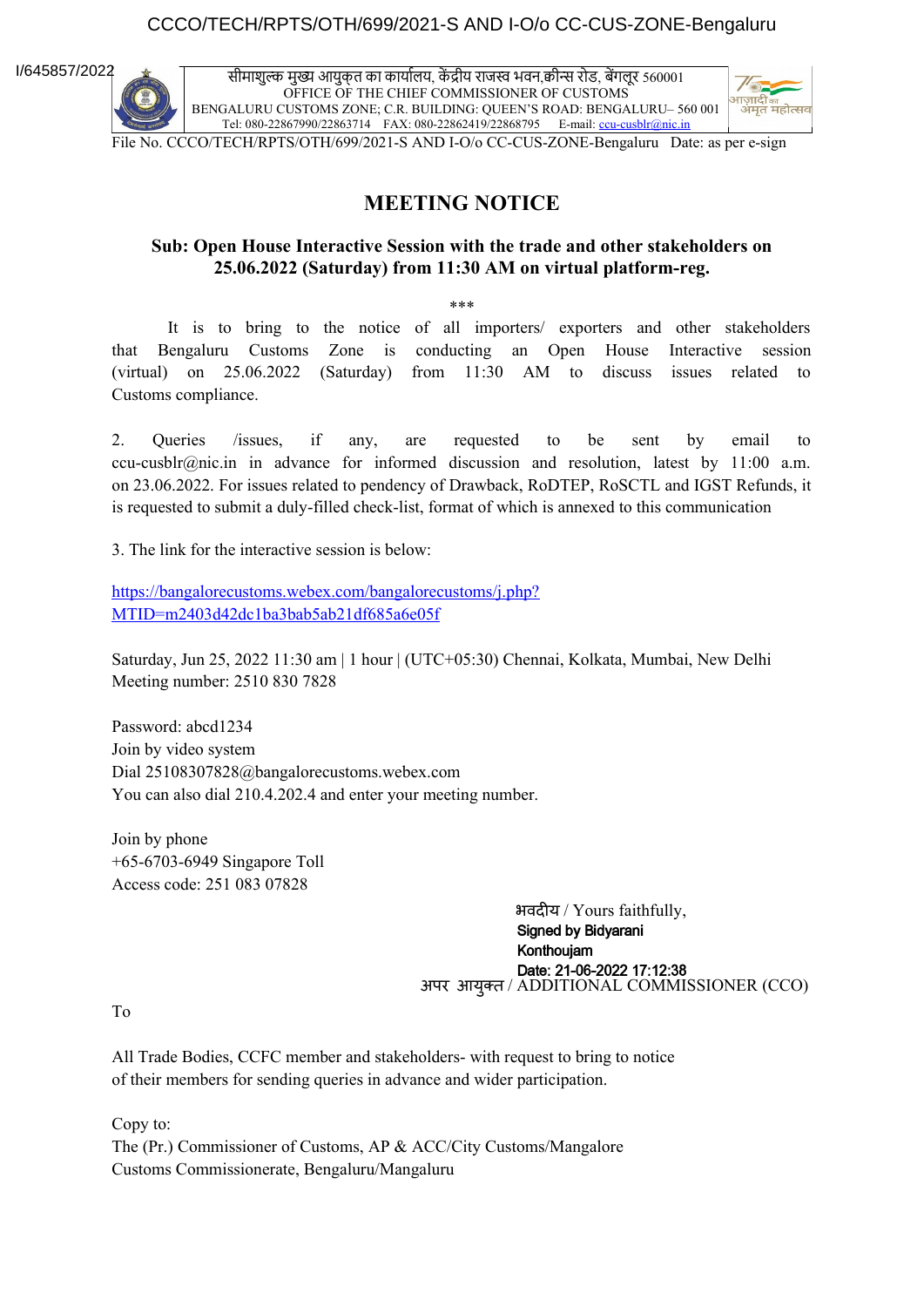I/645857/2022

सीमाशुल्क मुख्य आयुक्त का कार्यालय, केंद्रीय राजस्व भवन,क्वीन्स रोड, बेंगलूर 560001
OFFICE OF THE CHIEF COMMISSIONER OF CUSTOMS
BENGALURU CUSTOMS ZONE; C.R. BUILDING: QUEEN'S ROAD: BENGALURU– 560 001
Tel: 080-22867990/22863714 FAX: 080-22862419/22868795 E-mail: ccu-cusblr@nic.in

File No. CCCO/TECH/RPTS/OTH/699/2021-S AND I-O/o CC-CUS-ZONE-Bengaluru Date: as per e-sign

# MEETING NOTICE

**Sub: Open House Interactive Session with the trade and other stakeholders on 25.06.2022 (Saturday) from 11:30 AM on virtual platform-reg.**

\*\*\*

It is to bring to the notice of all importers/ exporters and other stakeholders that Bengaluru Customs Zone is conducting an Open House Interactive session (virtual) on 25.06.2022 (Saturday) from 11:30 AM to discuss issues related to Customs compliance.

2. Queries /issues, if any, are requested to be sent by email to ccu-cusblr@nic.in in advance for informed discussion and resolution, latest by 11:00 a.m. on 23.06.2022. For issues related to pendency of Drawback, RoDTEP, RoSCTL and IGST Refunds, it is requested to submit a duly-filled check-list, format of which is annexed to this communication

3. The link for the interactive session is below:

https://bangalorecustoms.webex.com/bangalorecustoms/j.php?MTID=m2403d42dc1ba3bab5ab21df685a6e05f

Saturday, Jun 25, 2022 11:30 am | 1 hour | (UTC+05:30) Chennai, Kolkata, Mumbai, New Delhi
Meeting number: 2510 830 7828

Password: abcd1234
Join by video system
Dial 25108307828@bangalorecustoms.webex.com
You can also dial 210.4.202.4 and enter your meeting number.

Join by phone
+65-6703-6949 Singapore Toll
Access code: 251 083 07828

भवदीय / Yours faithfully,
**Signed by Bidyarani Konthoujam**
**Date: 21-06-2022 17:12:38**
अपर आयुक्त / ADDITIONAL COMMISSIONER (CCO)

To

All Trade Bodies, CCFC member and stakeholders- with request to bring to notice of their members for sending queries in advance and wider participation.

Copy to:
The (Pr.) Commissioner of Customs, AP & ACC/City Customs/Mangalore Customs Commissionerate, Bengaluru/Mangaluru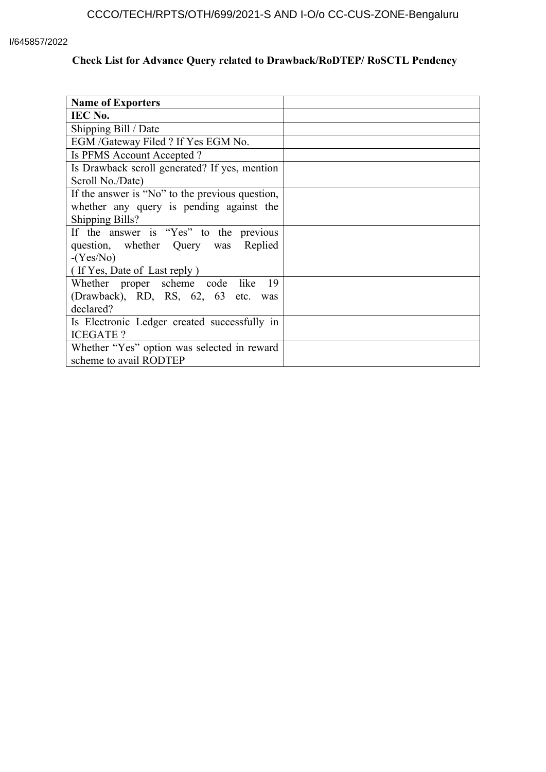I/645857/2022

## Check List for Advance Query related to Drawback/RoDTEP/ RoSCTL Pendency

| **Name of Exporters** | |
|---|---|
| **IEC No.** | |
| Shipping Bill / Date | |
| EGM /Gateway Filed ? If Yes EGM No. | |
| Is PFMS Account Accepted ? | |
| Is Drawback scroll generated? If yes, mention Scroll No./Date) | |
| If the answer is “No” to the previous question, whether any query is pending against the Shipping Bills? | |
| If the answer is “Yes” to the previous question, whether Query was Replied -(Yes/No) ( If Yes, Date of Last reply ) | |
| Whether proper scheme code like 19 (Drawback), RD, RS, 62, 63 etc. was declared? | |
| Is Electronic Ledger created successfully in ICEGATE ? | |
| Whether “Yes” option was selected in reward scheme to avail RODTEP | |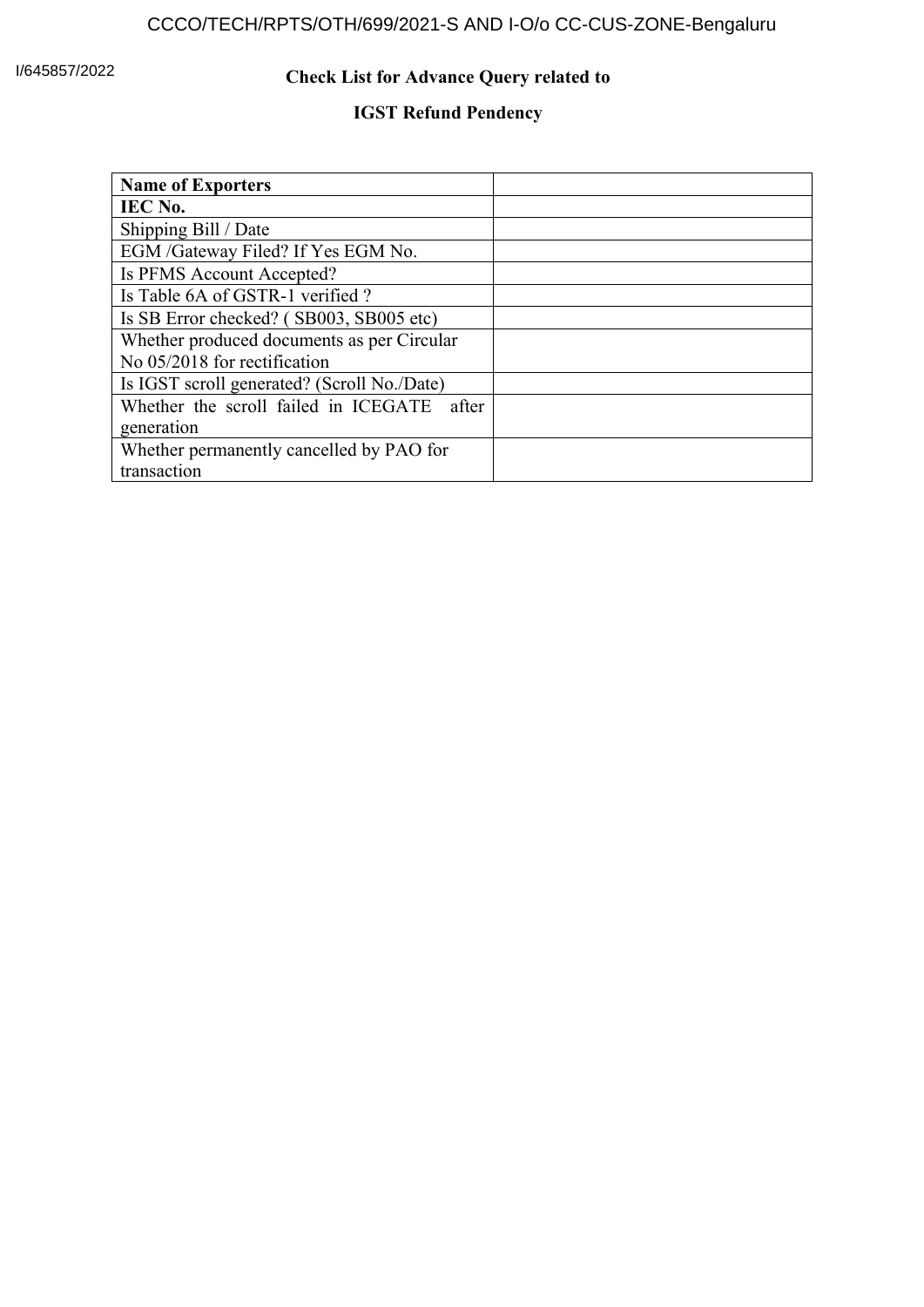I/645857/2022

**Check List for Advance Query related to**

**IGST Refund Pendency**

| | |
|---|---|
| **Name of Exporters** | |
| **IEC No.** | |
| Shipping Bill / Date | |
| EGM /Gateway Filed? If Yes EGM No. | |
| Is PFMS Account Accepted? | |
| Is Table 6A of GSTR-1 verified ? | |
| Is SB Error checked? ( SB003, SB005 etc) | |
| Whether produced documents as per Circular No 05/2018 for rectification | |
| Is IGST scroll generated? (Scroll No./Date) | |
| Whether the scroll failed in ICEGATE after generation | |
| Whether permanently cancelled by PAO for transaction | |